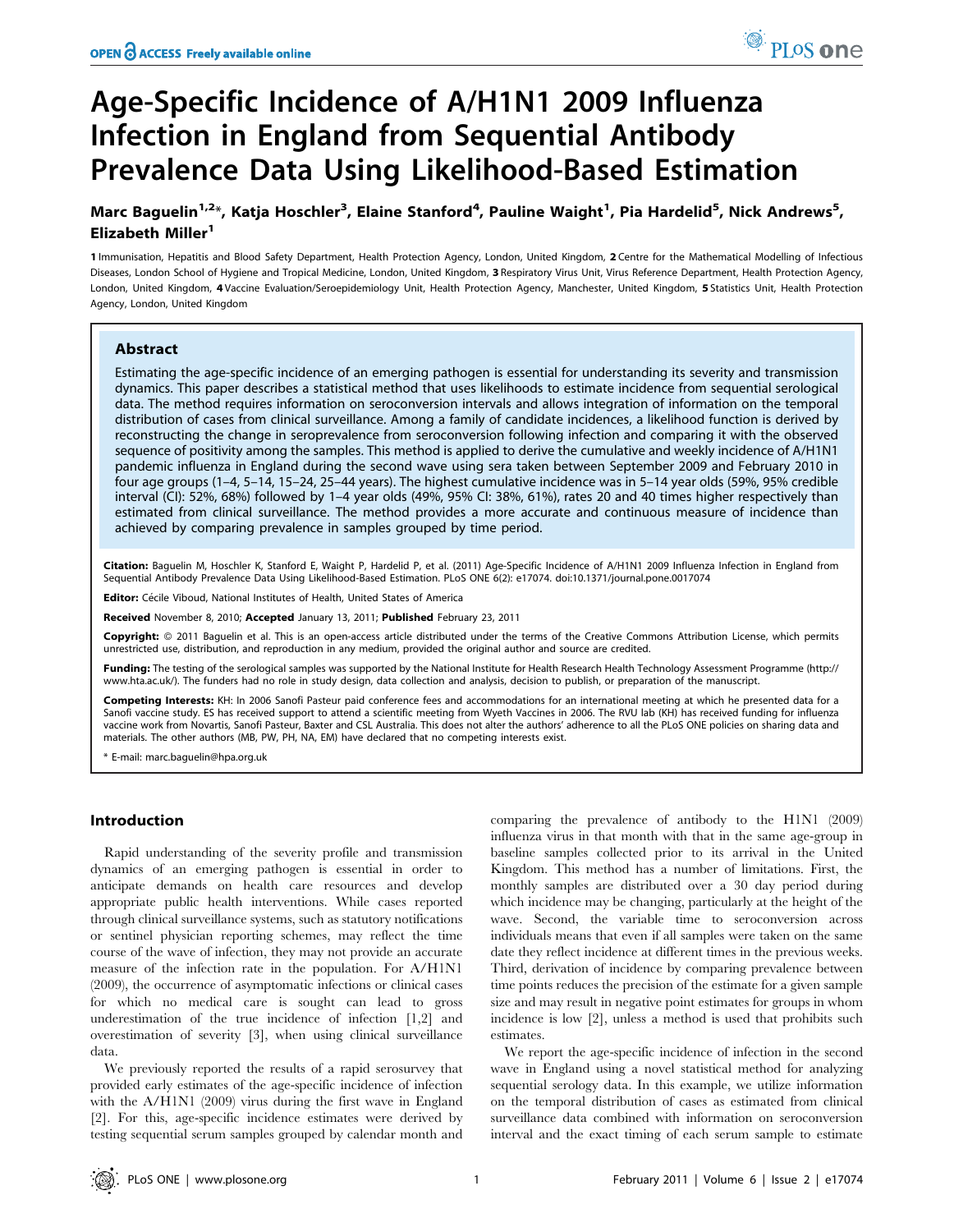# Age-Specific Incidence of A/H1N1 2009 Influenza Infection in England from Sequential Antibody Prevalence Data Using Likelihood-Based Estimation

**Marc Baguelin[1,2]*, Katja Hoschler[3], Elaine Stanford[4], Pauline Waight[1], Pia Hardelid[5], Nick Andrews[5], Elizabeth Miller[1]**

1 Immunisation, Hepatitis and Blood Safety Department, Health Protection Agency, London, United Kingdom, 2 Centre for the Mathematical Modelling of Infectious Diseases, London School of Hygiene and Tropical Medicine, London, United Kingdom, 3 Respiratory Virus Unit, Virus Reference Department, Health Protection Agency, London, United Kingdom, 4 Vaccine Evaluation/Seroepidemiology Unit, Health Protection Agency, Manchester, United Kingdom, 5 Statistics Unit, Health Protection Agency, London, United Kingdom

## Abstract

Estimating the age-specific incidence of an emerging pathogen is essential for understanding its severity and transmission dynamics. This paper describes a statistical method that uses likelihoods to estimate incidence from sequential serological data. The method requires information on seroconversion intervals and allows integration of information on the temporal distribution of cases from clinical surveillance. Among a family of candidate incidences, a likelihood function is derived by reconstructing the change in seroprevalence from seroconversion following infection and comparing it with the observed sequence of positivity among the samples. This method is applied to derive the cumulative and weekly incidence of A/H1N1 pandemic influenza in England during the second wave using sera taken between September 2009 and February 2010 in four age groups (1–4, 5–14, 15–24, 25–44 years). The highest cumulative incidence was in 5–14 year olds (59%, 95% credible interval (CI): 52%, 68%) followed by 1–4 year olds (49%, 95% CI: 38%, 61%), rates 20 and 40 times higher respectively than estimated from clinical surveillance. The method provides a more accurate and continuous measure of incidence than achieved by comparing prevalence in samples grouped by time period.

**Citation:** Baguelin M, Hoschler K, Stanford E, Waight P, Hardelid P, et al. (2011) Age-Specific Incidence of A/H1N1 2009 Influenza Infection in England from Sequential Antibody Prevalence Data Using Likelihood-Based Estimation. PLoS ONE 6(2): e17074. doi:10.1371/journal.pone.0017074

**Editor:** Cécile Viboud, National Institutes of Health, United States of America

**Received** November 8, 2010; **Accepted** January 13, 2011; **Published** February 23, 2011

**Copyright:** © 2011 Baguelin et al. This is an open-access article distributed under the terms of the Creative Commons Attribution License, which permits unrestricted use, distribution, and reproduction in any medium, provided the original author and source are credited.

**Funding:** The testing of the serological samples was supported by the National Institute for Health Research Health Technology Assessment Programme (http://www.hta.ac.uk/). The funders had no role in study design, data collection and analysis, decision to publish, or preparation of the manuscript.

**Competing Interests:** KH: In 2006 Sanofi Pasteur paid conference fees and accommodations for an international meeting at which he presented data for a Sanofi vaccine study. ES has received support to attend a scientific meeting from Wyeth Vaccines in 2006. The RVU lab (KH) has received funding for influenza vaccine work from Novartis, Sanofi Pasteur, Baxter and CSL Australia. This does not alter the authors' adherence to all the PLoS ONE policies on sharing data and materials. The other authors (MB, PW, PH, NA, EM) have declared that no competing interests exist.

* E-mail: marc.baguelin@hpa.org.uk

## Introduction

Rapid understanding of the severity profile and transmission dynamics of an emerging pathogen is essential in order to anticipate demands on health care resources and develop appropriate public health interventions. While cases reported through clinical surveillance systems, such as statutory notifications or sentinel physician reporting schemes, may reflect the time course of the wave of infection, they may not provide an accurate measure of the infection rate in the population. For A/H1N1 (2009), the occurrence of asymptomatic infections or clinical cases for which no medical care is sought can lead to gross underestimation of the true incidence of infection [1,2] and overestimation of severity [3], when using clinical surveillance data.

We previously reported the results of a rapid serosurvey that provided early estimates of the age-specific incidence of infection with the A/H1N1 (2009) virus during the first wave in England [2]. For this, age-specific incidence estimates were derived by testing sequential serum samples grouped by calendar month and comparing the prevalence of antibody to the H1N1 (2009) influenza virus in that month with that in the same age-group in baseline samples collected prior to its arrival in the United Kingdom. This method has a number of limitations. First, the monthly samples are distributed over a 30 day period during which incidence may be changing, particularly at the height of the wave. Second, the variable time to seroconversion across individuals means that even if all samples were taken on the same date they reflect incidence at different times in the previous weeks. Third, derivation of incidence by comparing prevalence between time points reduces the precision of the estimate for a given sample size and may result in negative point estimates for groups in whom incidence is low [2], unless a method is used that prohibits such estimates.

We report the age-specific incidence of infection in the second wave in England using a novel statistical method for analyzing sequential serology data. In this example, we utilize information on the temporal distribution of cases as estimated from clinical surveillance data combined with information on seroconversion interval and the exact timing of each serum sample to estimate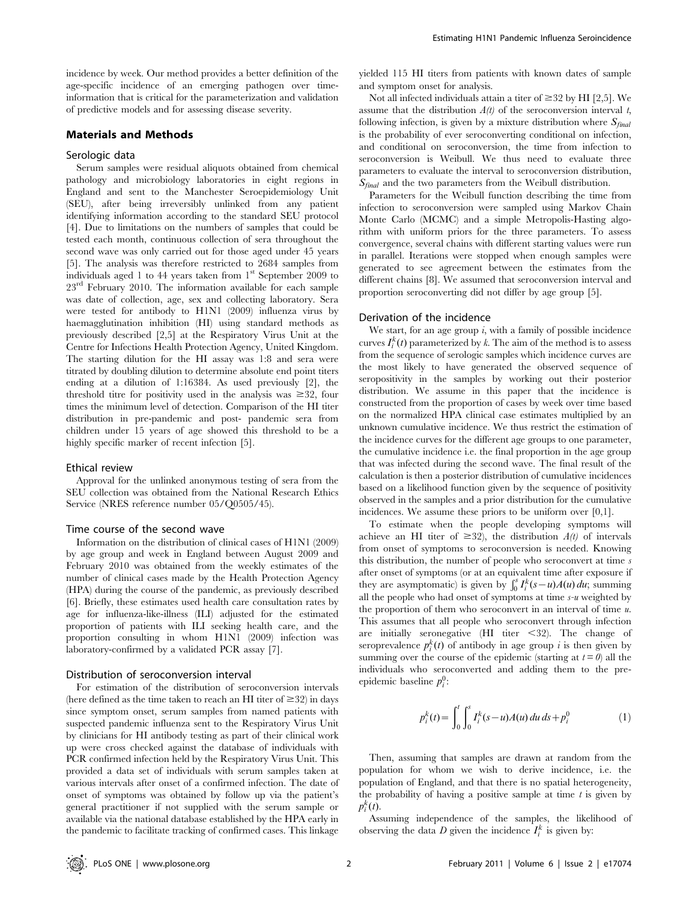incidence by week. Our method provides a better definition of the age-specific incidence of an emerging pathogen over time-information that is critical for the parameterization and validation of predictive models and for assessing disease severity.

## Materials and Methods

### Serologic data

Serum samples were residual aliquots obtained from chemical pathology and microbiology laboratories in eight regions in England and sent to the Manchester Seroepidemiology Unit (SEU), after being irreversibly unlinked from any patient identifying information according to the standard SEU protocol [4]. Due to limitations on the numbers of samples that could be tested each month, continuous collection of sera throughout the second wave was only carried out for those aged under 45 years [5]. The analysis was therefore restricted to 2684 samples from individuals aged 1 to 44 years taken from 1st September 2009 to 23rd February 2010. The information available for each sample was date of collection, age, sex and collecting laboratory. Sera were tested for antibody to H1N1 (2009) influenza virus by haemagglutination inhibition (HI) using standard methods as previously described [2,5] at the Respiratory Virus Unit at the Centre for Infections Health Protection Agency, United Kingdom. The starting dilution for the HI assay was 1:8 and sera were titrated by doubling dilution to determine absolute end point titers ending at a dilution of 1:16384. As used previously [2], the threshold titre for positivity used in the analysis was $\geq 32$, four times the minimum level of detection. Comparison of the HI titer distribution in pre-pandemic and post- pandemic sera from children under 15 years of age showed this threshold to be a highly specific marker of recent infection [5].

### Ethical review

Approval for the unlinked anonymous testing of sera from the SEU collection was obtained from the National Research Ethics Service (NRES reference number 05/Q0505/45).

### Time course of the second wave

Information on the distribution of clinical cases of H1N1 (2009) by age group and week in England between August 2009 and February 2010 was obtained from the weekly estimates of the number of clinical cases made by the Health Protection Agency (HPA) during the course of the pandemic, as previously described [6]. Briefly, these estimates used health care consultation rates by age for influenza-like-illness (ILI) adjusted for the estimated proportion of patients with ILI seeking health care, and the proportion consulting in whom H1N1 (2009) infection was laboratory-confirmed by a validated PCR assay [7].

### Distribution of seroconversion interval

For estimation of the distribution of seroconversion intervals (here defined as the time taken to reach an HI titer of $\geq 32$) in days since symptom onset, serum samples from named patients with suspected pandemic influenza sent to the Respiratory Virus Unit by clinicians for HI antibody testing as part of their clinical work up were cross checked against the database of individuals with PCR confirmed infection held by the Respiratory Virus Unit. This provided a data set of individuals with serum samples taken at various intervals after onset of a confirmed infection. The date of onset of symptoms was obtained by follow up via the patient's general practitioner if not supplied with the serum sample or available via the national database established by the HPA early in the pandemic to facilitate tracking of confirmed cases. This linkage yielded 115 HI titers from patients with known dates of sample and symptom onset for analysis.

Not all infected individuals attain a titer of $\geq 32$ by HI [2,5]. We assume that the distribution $A(t)$ of the seroconversion interval $t$, following infection, is given by a mixture distribution where $S_{final}$ is the probability of ever seroconverting conditional on infection, and conditional on seroconversion, the time from infection to seroconversion is Weibull. We thus need to evaluate three parameters to evaluate the interval to seroconversion distribution, $S_{final}$ and the two parameters from the Weibull distribution.

Parameters for the Weibull function describing the time from infection to seroconversion were sampled using Markov Chain Monte Carlo (MCMC) and a simple Metropolis-Hasting algorithm with uniform priors for the three parameters. To assess convergence, several chains with different starting values were run in parallel. Iterations were stopped when enough samples were generated to see agreement between the estimates from the different chains [8]. We assumed that seroconversion interval and proportion seroconverting did not differ by age group [5].

### Derivation of the incidence

We start, for an age group $i$, with a family of possible incidence curves $I_i^k(t)$ parameterized by $k$. The aim of the method is to assess from the sequence of serologic samples which incidence curves are the most likely to have generated the observed sequence of seropositivity in the samples by working out their posterior distribution. We assume in this paper that the incidence is constructed from the proportion of cases by week over time based on the normalized HPA clinical case estimates multiplied by an unknown cumulative incidence. We thus restrict the estimation of the incidence curves for the different age groups to one parameter, the cumulative incidence i.e. the final proportion in the age group that was infected during the second wave. The final result of the calculation is then a posterior distribution of cumulative incidences based on a likelihood function given by the sequence of positivity observed in the samples and a prior distribution for the cumulative incidences. We assume these priors to be uniform over [0,1].

To estimate when the people developing symptoms will achieve an HI titer of $\geq 32$), the distribution $A(t)$ of intervals from onset of symptoms to seroconversion is needed. Knowing this distribution, the number of people who seroconvert at time $s$ after onset of symptoms (or at an equivalent time after exposure if they are asymptomatic) is given by $\int_0^s I_i^k(s-u)A(u)\,du$; summing all the people who had onset of symptoms at time $s$-$u$ weighted by the proportion of them who seroconvert in an interval of time $u$. This assumes that all people who seroconvert through infection are initially seronegative (HI titer $<32$). The change of seroprevalence $p_i^k(t)$ of antibody in age group $i$ is then given by summing over the course of the epidemic (starting at $t=0$) all the individuals who seroconverted and adding them to the pre-epidemic baseline $p_i^0$:

$$p_i^k(t) = \int_0^t \int_0^s I_i^k(s-u)A(u)\,du\,ds + p_i^0 \tag{1}$$

Then, assuming that samples are drawn at random from the population for whom we wish to derive incidence, i.e. the population of England, and that there is no spatial heterogeneity, the probability of having a positive sample at time $t$ is given by $p_i^k(t)$.

Assuming independence of the samples, the likelihood of observing the data $D$ given the incidence $I_i^k$ is given by: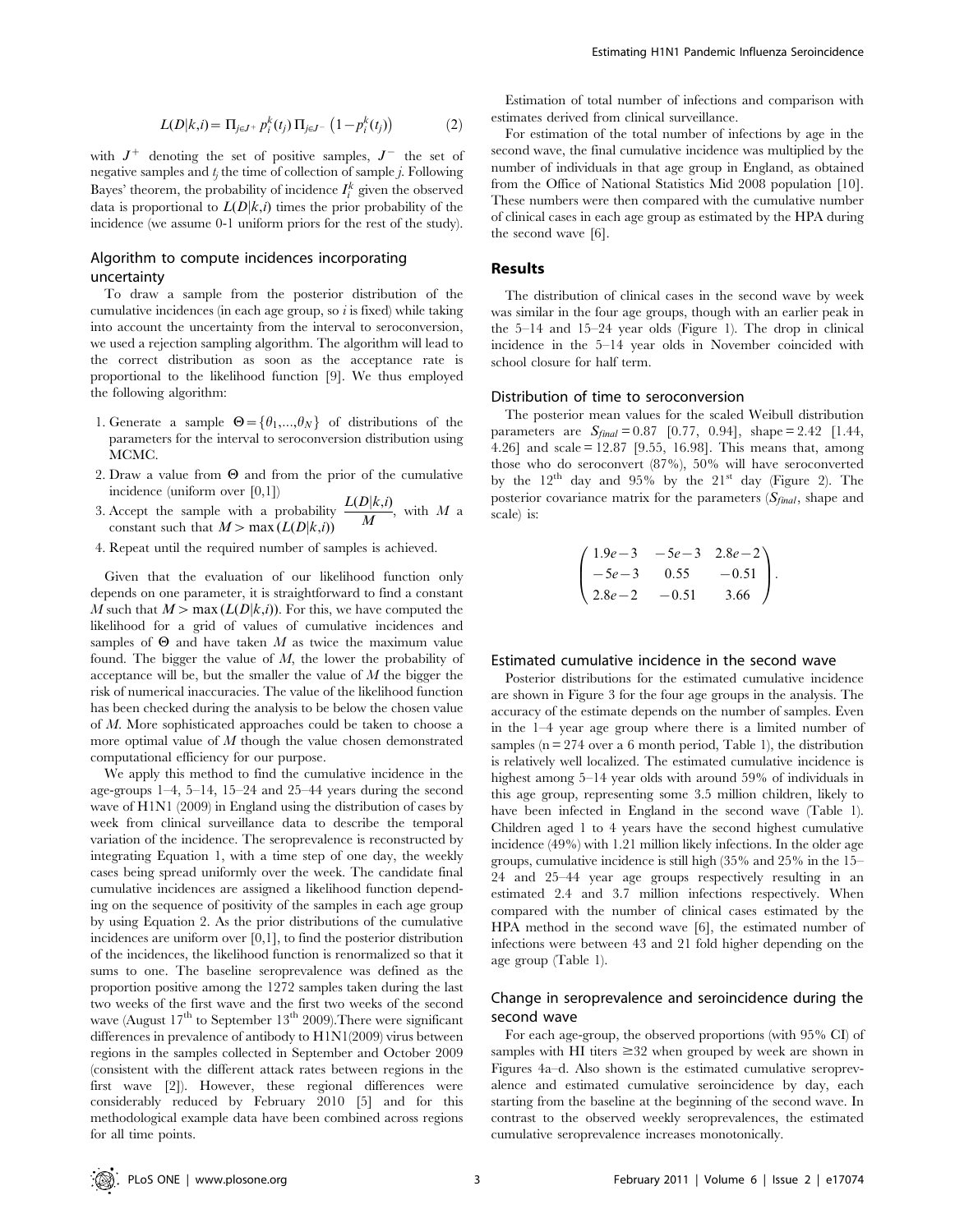$$L(D|k,i) = \Pi_{j \in J^+} p_i^k(t_j) \, \Pi_{j \in J^-} \left(1 - p_i^k(t_j)\right) \qquad (2)$$

with $J^+$ denoting the set of positive samples, $J^-$ the set of negative samples and $t_j$ the time of collection of sample $j$. Following Bayes' theorem, the probability of incidence $I_i^k$ given the observed data is proportional to $L(D|k,i)$ times the prior probability of the incidence (we assume 0-1 uniform priors for the rest of the study).

### Algorithm to compute incidences incorporating uncertainty

To draw a sample from the posterior distribution of the cumulative incidences (in each age group, so $i$ is fixed) while taking into account the uncertainty from the interval to seroconversion, we used a rejection sampling algorithm. The algorithm will lead to the correct distribution as soon as the acceptance rate is proportional to the likelihood function [9]. We thus employed the following algorithm:

1. Generate a sample $\Theta = \{\theta_1, \ldots, \theta_N\}$ of distributions of the parameters for the interval to seroconversion distribution using MCMC.
2. Draw a value from $\Theta$ and from the prior of the cumulative incidence (uniform over [0,1])
3. Accept the sample with a probability $\dfrac{L(D|k,i)}{M}$, with $M$ a constant such that $M > \max(L(D|k,i))$
4. Repeat until the required number of samples is achieved.

Given that the evaluation of our likelihood function only depends on one parameter, it is straightforward to find a constant $M$ such that $M > \max(L(D|k,i))$. For this, we have computed the likelihood for a grid of values of cumulative incidences and samples of $\Theta$ and have taken $M$ as twice the maximum value found. The bigger the value of $M$, the lower the probability of acceptance will be, but the smaller the value of $M$ the bigger the risk of numerical inaccuracies. The value of the likelihood function has been checked during the analysis to be below the chosen value of $M$. More sophisticated approaches could be taken to choose a more optimal value of $M$ though the value chosen demonstrated computational efficiency for our purpose.

We apply this method to find the cumulative incidence in the age-groups 1–4, 5–14, 15–24 and 25–44 years during the second wave of H1N1 (2009) in England using the distribution of cases by week from clinical surveillance data to describe the temporal variation of the incidence. The seroprevalence is reconstructed by integrating Equation 1, with a time step of one day, the weekly cases being spread uniformly over the week. The candidate final cumulative incidences are assigned a likelihood function depending on the sequence of positivity of the samples in each age group by using Equation 2. As the prior distributions of the cumulative incidences are uniform over [0,1], to find the posterior distribution of the incidences, the likelihood function is renormalized so that it sums to one. The baseline seroprevalence was defined as the proportion positive among the 1272 samples taken during the last two weeks of the first wave and the first two weeks of the second wave (August 17th to September 13th 2009).There were significant differences in prevalence of antibody to H1N1(2009) virus between regions in the samples collected in September and October 2009 (consistent with the different attack rates between regions in the first wave [2]). However, these regional differences were considerably reduced by February 2010 [5] and for this methodological example data have been combined across regions for all time points.

Estimation of total number of infections and comparison with estimates derived from clinical surveillance.

For estimation of the total number of infections by age in the second wave, the final cumulative incidence was multiplied by the number of individuals in that age group in England, as obtained from the Office of National Statistics Mid 2008 population [10]. These numbers were then compared with the cumulative number of clinical cases in each age group as estimated by the HPA during the second wave [6].

## Results

The distribution of clinical cases in the second wave by week was similar in the four age groups, though with an earlier peak in the 5–14 and 15–24 year olds (Figure 1). The drop in clinical incidence in the 5–14 year olds in November coincided with school closure for half term.

### Distribution of time to seroconversion

The posterior mean values for the scaled Weibull distribution parameters are $S_{final} = 0.87$ [0.77, 0.94], shape = 2.42 [1.44, 4.26] and scale = 12.87 [9.55, 16.98]. This means that, among those who do seroconvert (87%), 50% will have seroconverted by the 12th day and 95% by the 21st day (Figure 2). The posterior covariance matrix for the parameters ($S_{final}$, shape and scale) is:

$$\begin{pmatrix} 1.9e-3 & -5e-3 & 2.8e-2 \\ -5e-3 & 0.55 & -0.51 \\ 2.8e-2 & -0.51 & 3.66 \end{pmatrix}.$$

### Estimated cumulative incidence in the second wave

Posterior distributions for the estimated cumulative incidence are shown in Figure 3 for the four age groups in the analysis. The accuracy of the estimate depends on the number of samples. Even in the 1–4 year age group where there is a limited number of samples (n = 274 over a 6 month period, Table 1), the distribution is relatively well localized. The estimated cumulative incidence is highest among 5–14 year olds with around 59% of individuals in this age group, representing some 3.5 million children, likely to have been infected in England in the second wave (Table 1). Children aged 1 to 4 years have the second highest cumulative incidence (49%) with 1.21 million likely infections. In the older age groups, cumulative incidence is still high (35% and 25% in the 15–24 and 25–44 year age groups respectively resulting in an estimated 2.4 and 3.7 million infections respectively. When compared with the number of clinical cases estimated by the HPA method in the second wave [6], the estimated number of infections were between 43 and 21 fold higher depending on the age group (Table 1).

### Change in seroprevalence and seroincidence during the second wave

For each age-group, the observed proportions (with 95% CI) of samples with HI titers ≥32 when grouped by week are shown in Figures 4a–d. Also shown is the estimated cumulative seroprevalence and estimated cumulative seroincidence by day, each starting from the baseline at the beginning of the second wave. In contrast to the observed weekly seroprevalences, the estimated cumulative seroprevalence increases monotonically.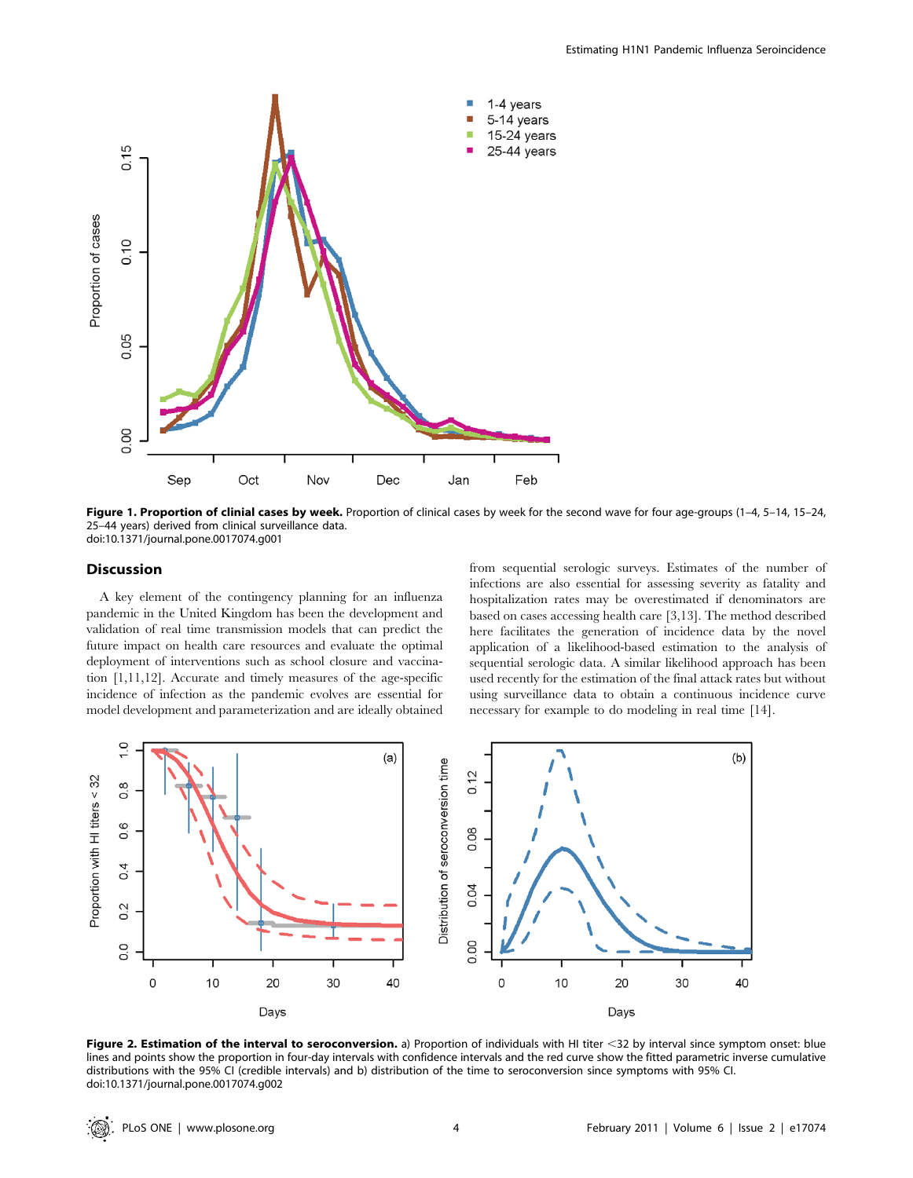**Figure 1. Proportion of clinial cases by week.** Proportion of clinical cases by week for the second wave for four age-groups (1–4, 5–14, 15–24, 25–44 years) derived from clinical surveillance data.
doi:10.1371/journal.pone.0017074.g001

## Discussion

A key element of the contingency planning for an influenza pandemic in the United Kingdom has been the development and validation of real time transmission models that can predict the future impact on health care resources and evaluate the optimal deployment of interventions such as school closure and vaccination [1,11,12]. Accurate and timely measures of the age-specific incidence of infection as the pandemic evolves are essential for model development and parameterization and are ideally obtained from sequential serologic surveys. Estimates of the number of infections are also essential for assessing severity as fatality and hospitalization rates may be overestimated if denominators are based on cases accessing health care [3,13]. The method described here facilitates the generation of incidence data by the novel application of a likelihood-based estimation to the analysis of sequential serologic data. A similar likelihood approach has been used recently for the estimation of the final attack rates but without using surveillance data to obtain a continuous incidence curve necessary for example to do modeling in real time [14].

**Figure 2. Estimation of the interval to seroconversion.** a) Proportion of individuals with HI titer <32 by interval since symptom onset: blue lines and points show the proportion in four-day intervals with confidence intervals and the red curve show the fitted parametric inverse cumulative distributions with the 95% CI (credible intervals) and b) distribution of the time to seroconversion since symptoms with 95% CI.
doi:10.1371/journal.pone.0017074.g002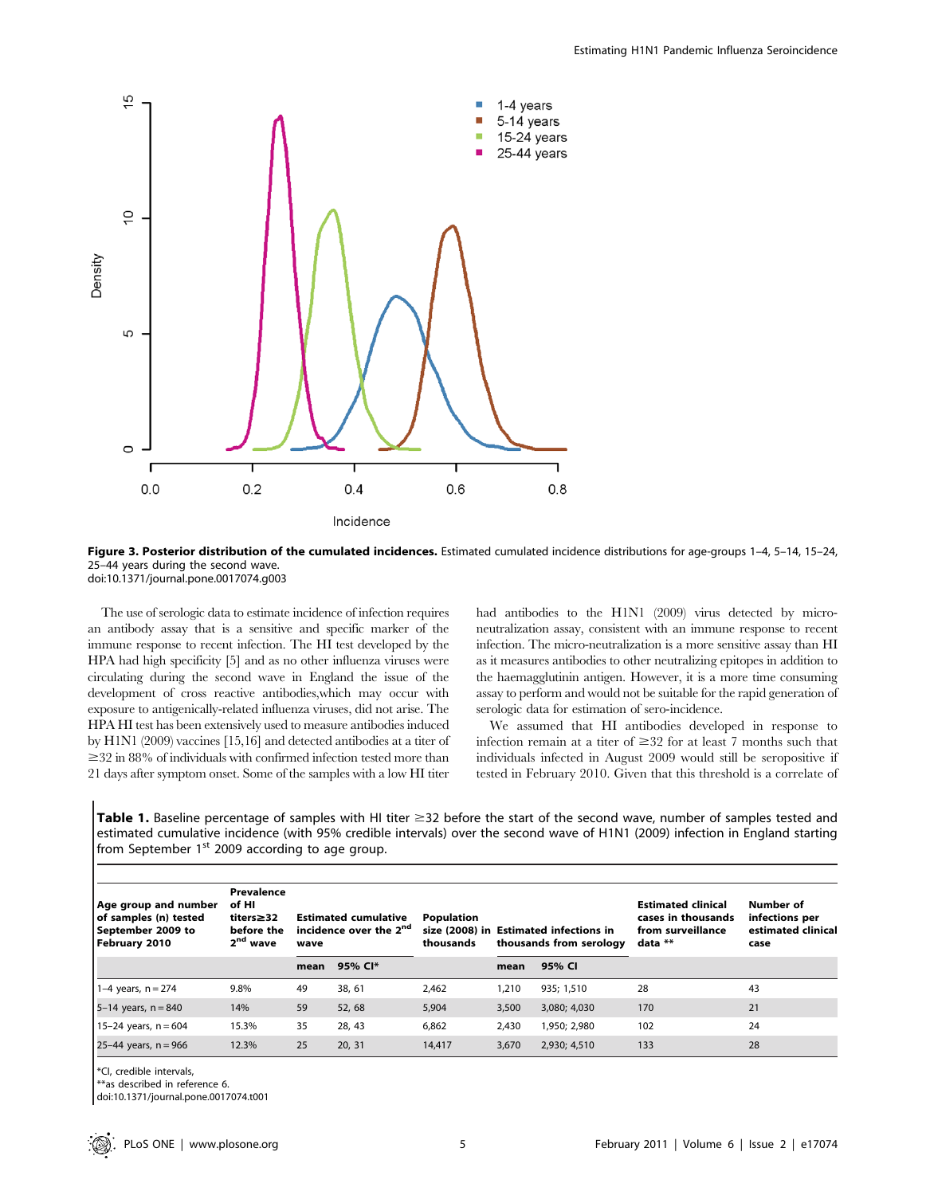**Figure 3. Posterior distribution of the cumulated incidences.** Estimated cumulative incidence distributions for age-groups 1–4, 5–14, 15–24, 25–44 years during the second wave.
doi:10.1371/journal.pone.0017074.g003

The use of serologic data to estimate incidence of infection requires an antibody assay that is a sensitive and specific marker of the immune response to recent infection. The HI test developed by the HPA had high specificity [5] and as no other influenza viruses were circulating during the second wave in England the issue of the development of cross reactive antibodies,which may occur with exposure to antigenically-related influenza viruses, did not arise. The HPA HI test has been extensively used to measure antibodies induced by H1N1 (2009) vaccines [15,16] and detected antibodies at a titer of ≥32 in 88% of individuals with confirmed infection tested more than 21 days after symptom onset. Some of the samples with a low HI titer had antibodies to the H1N1 (2009) virus detected by micro-neutralization assay, consistent with an immune response to recent infection. The micro-neutralization is a more sensitive assay than HI as it measures antibodies to other neutralizing epitopes in addition to the haemagglutinin antigen. However, it is a more time consuming assay to perform and would not be suitable for the rapid generation of serologic data for estimation of sero-incidence.

We assumed that HI antibodies developed in response to infection remain at a titer of ≥32 for at least 7 months such that individuals infected in August 2009 would still be seropositive if tested in February 2010. Given that this threshold is a correlate of

**Table 1.** Baseline percentage of samples with HI titer ≥32 before the start of the second wave, number of samples tested and estimated cumulative incidence (with 95% credible intervals) over the second wave of H1N1 (2009) infection in England starting from September 1st 2009 according to age group.

| Age group and number of samples (n) tested September 2009 to February 2010 | Prevalence of HI titers≥32 before the 2nd wave | Estimated cumulative incidence over the 2nd wave | | Population size (2008) in thousands | Estimated infections in thousands from serology | | Estimated clinical cases in thousands from surveillance data ** | Number of infections per estimated clinical case |
|---|---|---|---|---|---|---|---|---|
| | | mean | 95% CI* | | mean | 95% CI | | |
| 1–4 years, n = 274 | 9.8% | 49 | 38, 61 | 2,462 | 1,210 | 935; 1,510 | 28 | 43 |
| 5–14 years, n = 840 | 14% | 59 | 52, 68 | 5,904 | 3,500 | 3,080; 4,030 | 170 | 21 |
| 15–24 years, n = 604 | 15.3% | 35 | 28, 43 | 6,862 | 2,430 | 1,950; 2,980 | 102 | 24 |
| 25–44 years, n = 966 | 12.3% | 25 | 20, 31 | 14,417 | 3,670 | 2,930; 4,510 | 133 | 28 |

*CI, credible intervals,
**as described in reference 6.
doi:10.1371/journal.pone.0017074.t001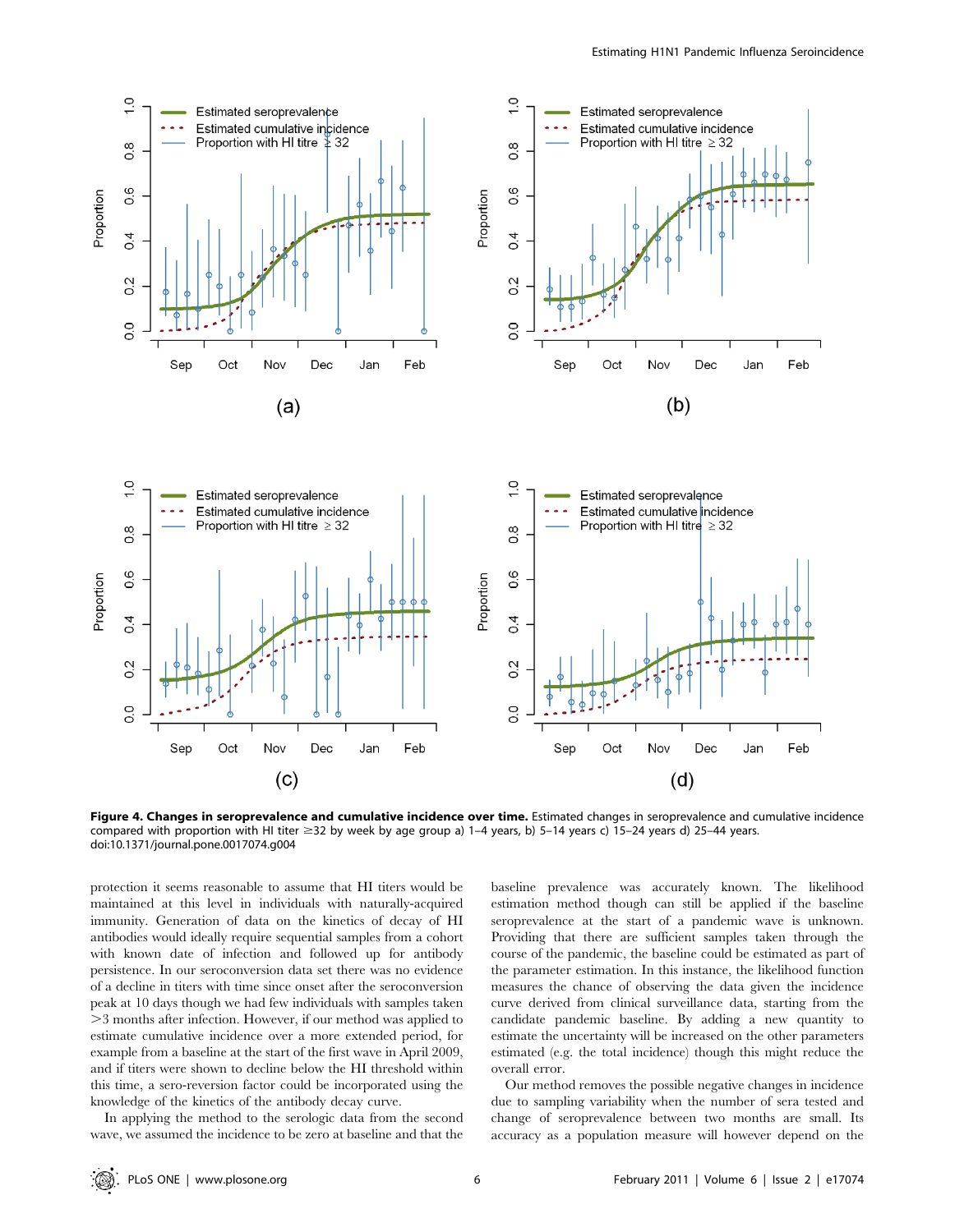**Figure 4. Changes in seroprevalence and cumulative incidence over time.** Estimated changes in seroprevalence and cumulative incidence compared with proportion with HI titer ≥32 by week by age group a) 1–4 years, b) 5–14 years c) 15–24 years d) 25–44 years.
doi:10.1371/journal.pone.0017074.g004

protection it seems reasonable to assume that HI titers would be maintained at this level in individuals with naturally-acquired immunity. Generation of data on the kinetics of decay of HI antibodies would ideally require sequential samples from a cohort with known date of infection and followed up for antibody persistence. In our seroconversion data set there was no evidence of a decline in titers with time since onset after the seroconversion peak at 10 days though we had few individuals with samples taken >3 months after infection. However, if our method was applied to estimate cumulative incidence over a more extended period, for example from a baseline at the start of the first wave in April 2009, and if titers were shown to decline below the HI threshold within this time, a sero-reversion factor could be incorporated using the knowledge of the kinetics of the antibody decay curve.

In applying the method to the serologic data from the second wave, we assumed the incidence to be zero at baseline and that the baseline prevalence was accurately known. The likelihood estimation method though can still be applied if the baseline seroprevalence at the start of a pandemic wave is unknown. Providing that there are sufficient samples taken through the course of the pandemic, the baseline could be estimated as part of the parameter estimation. In this instance, the likelihood function measures the chance of observing the data given the incidence curve derived from clinical surveillance data, starting from the candidate pandemic baseline. By adding a new quantity to estimate the uncertainty will be increased on the other parameters estimated (e.g. the total incidence) though this might reduce the overall error.

Our method removes the possible negative changes in incidence due to sampling variability when the number of sera tested and change of seroprevalence between two months are small. Its accuracy as a population measure will however depend on the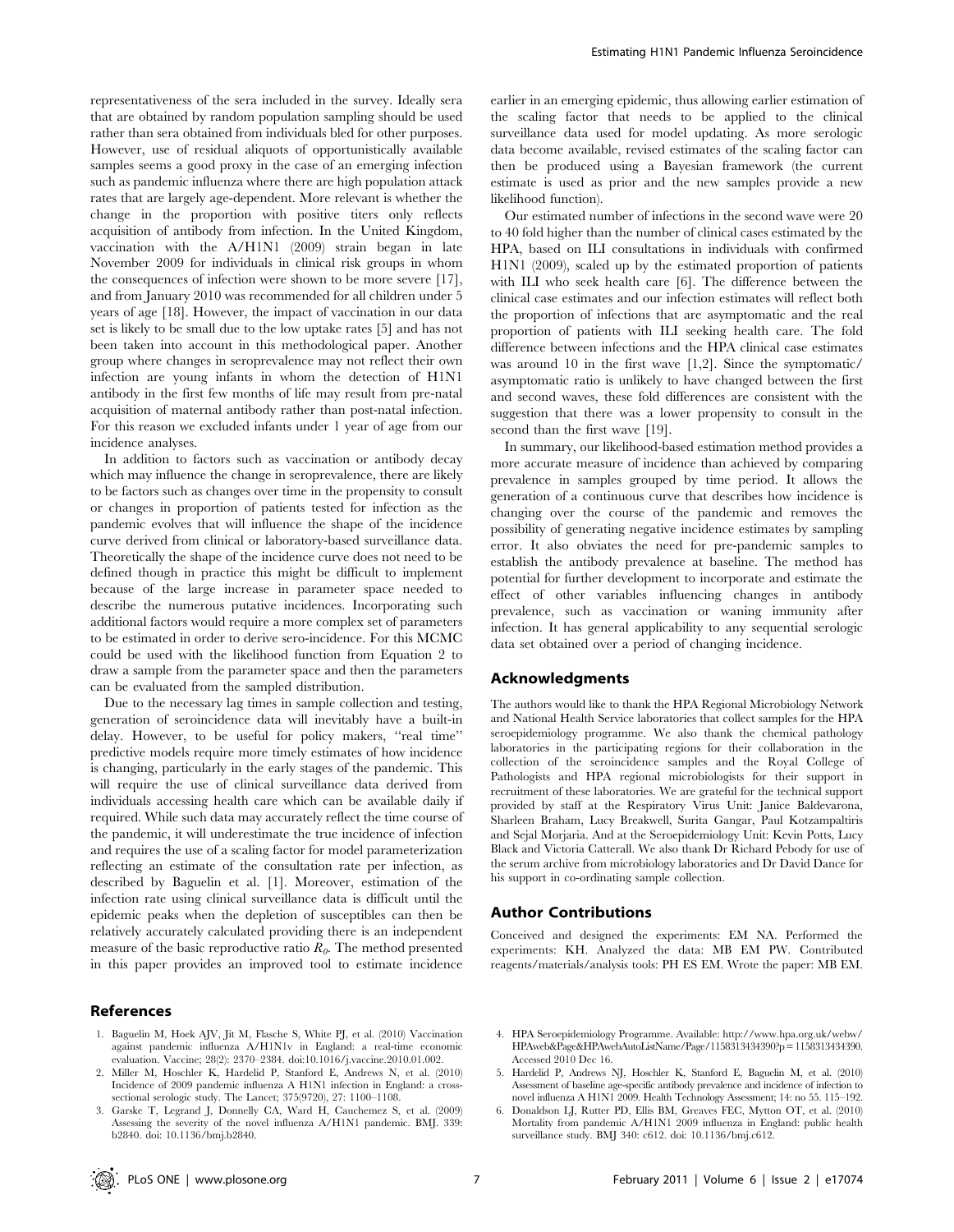representativeness of the sera included in the survey. Ideally sera that are obtained by random population sampling should be used rather than sera obtained from individuals bled for other purposes. However, use of residual aliquots of opportunistically available samples seems a good proxy in the case of an emerging infection such as pandemic influenza where there are high population attack rates that are largely age-dependent. More relevant is whether the change in the proportion with positive titers only reflects acquisition of antibody from infection. In the United Kingdom, vaccination with the A/H1N1 (2009) strain began in late November 2009 for individuals in clinical risk groups in whom the consequences of infection were shown to be more severe [17], and from January 2010 was recommended for all children under 5 years of age [18]. However, the impact of vaccination in our data set is likely to be small due to the low uptake rates [5] and has not been taken into account in this methodological paper. Another group where changes in seroprevalence may not reflect their own infection are young infants in whom the detection of H1N1 antibody in the first few months of life may result from pre-natal acquisition of maternal antibody rather than post-natal infection. For this reason we excluded infants under 1 year of age from our incidence analyses.

In addition to factors such as vaccination or antibody decay which may influence the change in seroprevalence, there are likely to be factors such as changes over time in the propensity to consult or changes in proportion of patients tested for infection as the pandemic evolves that will influence the shape of the incidence curve derived from clinical or laboratory-based surveillance data. Theoretically the shape of the incidence curve does not need to be defined though in practice this might be difficult to implement because of the large increase in parameter space needed to describe the numerous putative incidences. Incorporating such additional factors would require a more complex set of parameters to be estimated in order to derive sero-incidence. For this MCMC could be used with the likelihood function from Equation 2 to draw a sample from the parameter space and then the parameters can be evaluated from the sampled distribution.

Due to the necessary lag times in sample collection and testing, generation of seroincidence data will inevitably have a built-in delay. However, to be useful for policy makers, "real time" predictive models require more timely estimates of how incidence is changing, particularly in the early stages of the pandemic. This will require the use of clinical surveillance data derived from individuals accessing health care which can be available daily if required. While such data may accurately reflect the time course of the pandemic, it will underestimate the true incidence of infection and requires the use of a scaling factor for model parameterization reflecting an estimate of the consultation rate per infection, as described by Baguelin et al. [1]. Moreover, estimation of the infection rate using clinical surveillance data is difficult until the epidemic peaks when the depletion of susceptibles can then be relatively accurately calculated providing there is an independent measure of the basic reproductive ratio $R_0$. The method presented in this paper provides an improved tool to estimate incidence earlier in an emerging epidemic, thus allowing earlier estimation of the scaling factor that needs to be applied to the clinical surveillance data used for model updating. As more serologic data become available, revised estimates of the scaling factor can then be produced using a Bayesian framework (the current estimate is used as prior and the new samples provide a new likelihood function).

Our estimated number of infections in the second wave were 20 to 40 fold higher than the number of clinical cases estimated by the HPA, based on ILI consultations in individuals with confirmed H1N1 (2009), scaled up by the estimated proportion of patients with ILI who seek health care [6]. The difference between the clinical case estimates and our infection estimates will reflect both the proportion of infections that are asymptomatic and the real proportion of patients with ILI seeking health care. The fold difference between infections and the HPA clinical case estimates was around 10 in the first wave [1,2]. Since the symptomatic/asymptomatic ratio is unlikely to have changed between the first and second waves, these fold differences are consistent with the suggestion that there was a lower propensity to consult in the second than the first wave [19].

In summary, our likelihood-based estimation method provides a more accurate measure of incidence than achieved by comparing prevalence in samples grouped by time period. It allows the generation of a continuous curve that describes how incidence is changing over the course of the pandemic and removes the possibility of generating negative incidence estimates by sampling error. It also obviates the need for pre-pandemic samples to establish the antibody prevalence at baseline. The method has potential for further development to incorporate and estimate the effect of other variables influencing changes in antibody prevalence, such as vaccination or waning immunity after infection. It has general applicability to any sequential serologic data set obtained over a period of changing incidence.

## Acknowledgments

The authors would like to thank the HPA Regional Microbiology Network and National Health Service laboratories that collect samples for the HPA seroepidemiology programme. We also thank the chemical pathology laboratories in the participating regions for their collaboration in the collection of the seroincidence samples and the Royal College of Pathologists and HPA regional microbiologists for their support in recruitment of these laboratories. We are grateful for the technical support provided by staff at the Respiratory Virus Unit: Janice Baldevarona, Sharleen Braham, Lucy Breakwell, Surita Gangar, Paul Kotzampaltiris and Sejal Morjaria. And at the Seroepidemiology Unit: Kevin Potts, Lucy Black and Victoria Catterall. We also thank Dr Richard Pebody for use of the serum archive from microbiology laboratories and Dr David Dance for his support in co-ordinating sample collection.

## Author Contributions

Conceived and designed the experiments: EM NA. Performed the experiments: KH. Analyzed the data: MB EM PW. Contributed reagents/materials/analysis tools: PH ES EM. Wrote the paper: MB EM.

## References

1. Baguelin M, Hoek AJV, Jit M, Flasche S, White PJ, et al. (2010) Vaccination against pandemic influenza A/H1N1v in England: a real-time economic evaluation. Vaccine; 28(2): 2370–2384. doi:10.1016/j.vaccine.2010.01.002.
2. Miller M, Hoschler K, Hardelid P, Stanford E, Andrews N, et al. (2010) Incidence of 2009 pandemic influenza A H1N1 infection in England: a cross-sectional serologic study. The Lancet; 375(9720), 27: 1100–1108.
3. Garske T, Legrand J, Donnelly CA, Ward H, Cauchemez S, et al. (2009) Assessing the severity of the novel influenza A/H1N1 pandemic. BMJ. 339: b2840. doi: 10.1136/bmj.b2840.
4. HPA Seroepidemiology Programme. Available: http://www.hpa.org.uk/webw/HPAweb&Page&HPAwebAutoListName/Page/1158313434390?p=1158313434390. Accessed 2010 Dec 16.
5. Hardelid P, Andrews NJ, Hoschler K, Stanford E, Baguelin M, et al. (2010) Assessment of baseline age-specific antibody prevalence and incidence of infection to novel influenza A H1N1 2009. Health Technology Assessment; 14: no 55. 115–192.
6. Donaldson LJ, Rutter PD, Ellis BM, Greaves FEC, Mytton OT, et al. (2010) Mortality from pandemic A/H1N1 2009 influenza in England: public health surveillance study. BMJ 340: c612. doi: 10.1136/bmj.c612.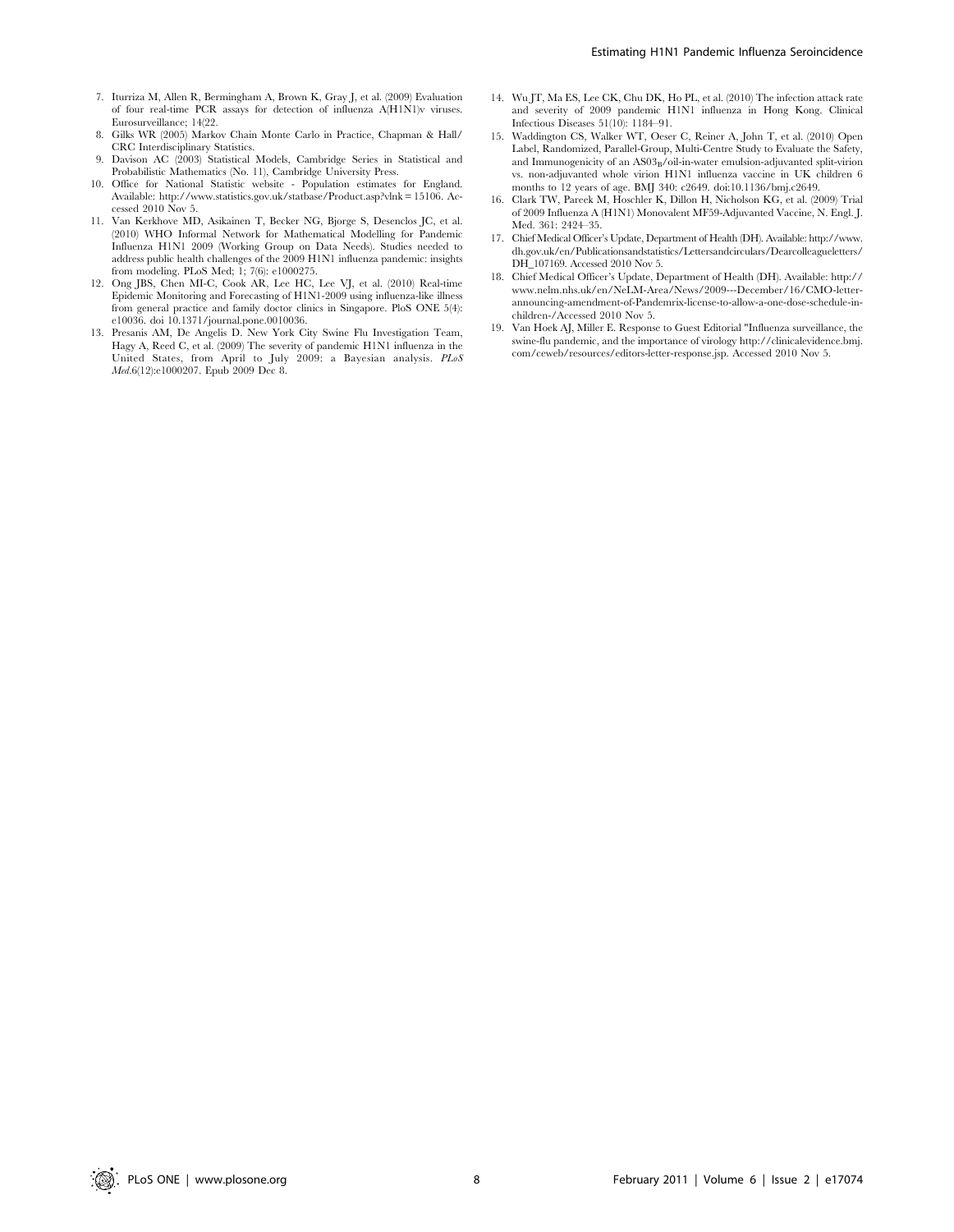7. Iturriza M, Allen R, Bermingham A, Brown K, Gray J, et al. (2009) Evaluation of four real-time PCR assays for detection of influenza A(H1N1)v viruses. Eurosurveillance; 14(22.
8. Gilks WR (2005) Markov Chain Monte Carlo in Practice, Chapman & Hall/CRC Interdisciplinary Statistics.
9. Davison AC (2003) Statistical Models, Cambridge Series in Statistical and Probabilistic Mathematics (No. 11), Cambridge University Press.
10. Office for National Statistic website - Population estimates for England. Available: http://www.statistics.gov.uk/statbase/Product.asp?vlnk = 15106. Accessed 2010 Nov 5.
11. Van Kerkhove MD, Asikainen T, Becker NG, Bjorge S, Desenclos JC, et al. (2010) WHO Informal Network for Mathematical Modelling for Pandemic Influenza H1N1 2009 (Working Group on Data Needs). Studies needed to address public health challenges of the 2009 H1N1 influenza pandemic: insights from modeling. PLoS Med; 1; 7(6): e1000275.
12. Ong JBS, Chen MI-C, Cook AR, Lee HC, Lee VJ, et al. (2010) Real-time Epidemic Monitoring and Forecasting of H1N1-2009 using influenza-like illness from general practice and family doctor clinics in Singapore. PloS ONE 5(4): e10036. doi 10.1371/journal.pone.0010036.
13. Presanis AM, De Angelis D. New York City Swine Flu Investigation Team, Hagy A, Reed C, et al. (2009) The severity of pandemic H1N1 influenza in the United States, from April to July 2009: a Bayesian analysis. *PLoS Med*.6(12):e1000207. Epub 2009 Dec 8.
14. Wu JT, Ma ES, Lee CK, Chu DK, Ho PL, et al. (2010) The infection attack rate and severity of 2009 pandemic H1N1 influenza in Hong Kong. Clinical Infectious Diseases 51(10): 1184–91.
15. Waddington CS, Walker WT, Oeser C, Reiner A, John T, et al. (2010) Open Label, Randomized, Parallel-Group, Multi-Centre Study to Evaluate the Safety, and Immunogenicity of an $AS03_B$/oil-in-water emulsion-adjuvanted split-virion vs. non-adjuvanted whole virion H1N1 influenza vaccine in UK children 6 months to 12 years of age. BMJ 340: c2649. doi:10.1136/bmj.c2649.
16. Clark TW, Pareek M, Hoschler K, Dillon H, Nicholson KG, et al. (2009) Trial of 2009 Influenza A (H1N1) Monovalent MF59-Adjuvanted Vaccine, N. Engl. J. Med. 361: 2424–35.
17. Chief Medical Officer's Update, Department of Health (DH). Available: http://www.dh.gov.uk/en/Publicationsandstatistics/Lettersandcirculars/Dearcolleagueletters/DH_107169. Accessed 2010 Nov 5.
18. Chief Medical Officer's Update, Department of Health (DH). Available: http://www.nelm.nhs.uk/en/NeLM-Area/News/2009---December/16/CMO-letter-announcing-amendment-of-Pandemrix-license-to-allow-a-one-dose-schedule-in-children-/Accessed 2010 Nov 5.
19. Van Hoek AJ, Miller E. Response to Guest Editorial "Influenza surveillance, the swine-flu pandemic, and the importance of virology http://clinicalevidence.bmj.com/ceweb/resources/editors-letter-response.jsp. Accessed 2010 Nov 5.